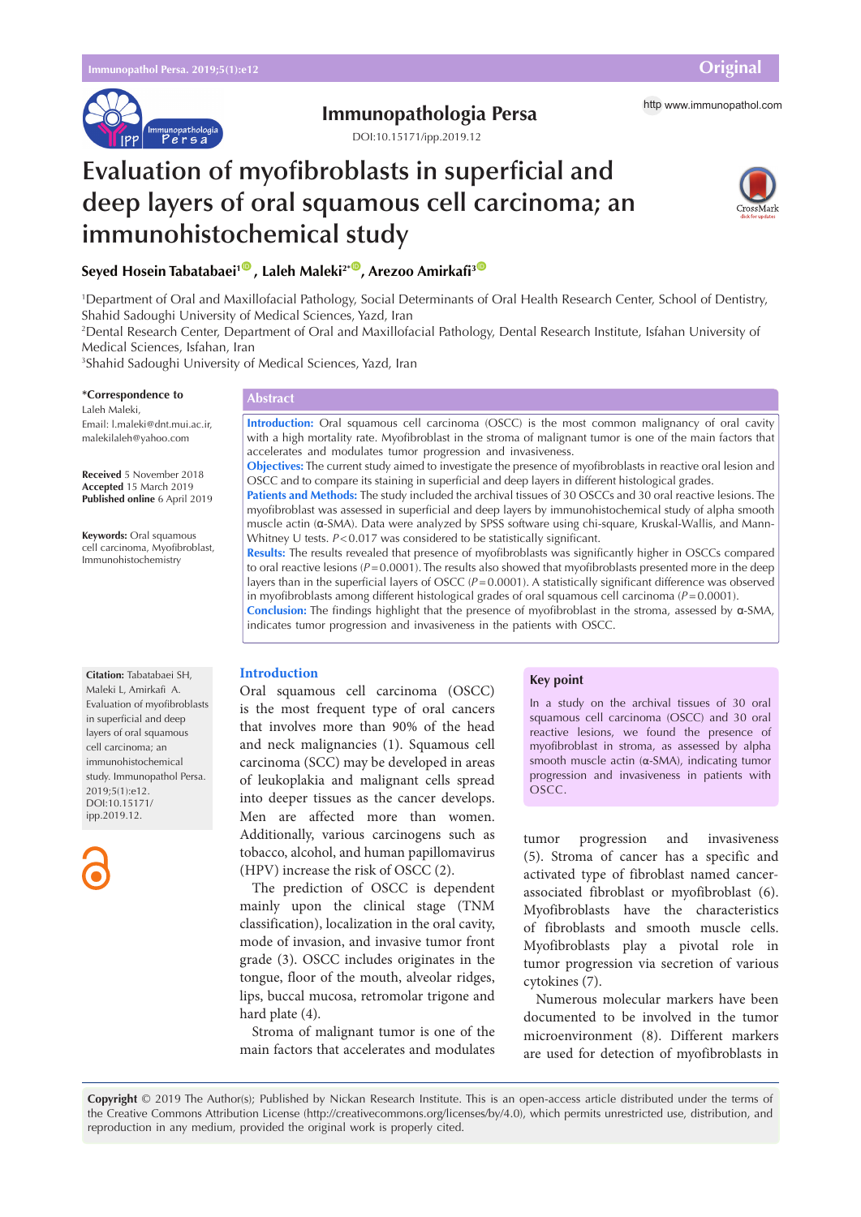# Evaluation of myofibroblasts in superficial and deep layers of oral squamous cell carcinoma; an immunohistochemical study

**Seyed Hosein Tabatabaei**[1], **Laleh Maleki**[2*], **Arezoo Amirkafi**[3]

[1]Department of Oral and Maxillofacial Pathology, Social Determinants of Oral Health Research Center, School of Dentistry, Shahid Sadoughi University of Medical Sciences, Yazd, Iran
[2]Dental Research Center, Department of Oral and Maxillofacial Pathology, Dental Research Institute, Isfahan University of Medical Sciences, Isfahan, Iran
[3]Shahid Sadoughi University of Medical Sciences, Yazd, Iran

**\*Correspondence to**
Laleh Maleki,
Email: l.maleki@dnt.mui.ac.ir, malekilaleh@yahoo.com

**Received** 5 November 2018
**Accepted** 15 March 2019
**Published online** 6 April 2019

**Keywords:** Oral squamous cell carcinoma, Myofibroblast, Immunohistochemistry

## Abstract

**Introduction:** Oral squamous cell carcinoma (OSCC) is the most common malignancy of oral cavity with a high mortality rate. Myofibroblast in the stroma of malignant tumor is one of the main factors that accelerates and modulates tumor progression and invasiveness.

**Objectives:** The current study aimed to investigate the presence of myofibroblasts in reactive oral lesion and OSCC and to compare its staining in superficial and deep layers in different histological grades.

**Patients and Methods:** The study included the archival tissues of 30 OSCCs and 30 oral reactive lesions. The myofibroblast was assessed in superficial and deep layers by immunohistochemical study of alpha smooth muscle actin (α-SMA). Data were analyzed by SPSS software using chi-square, Kruskal-Wallis, and Mann-Whitney U tests. $P<0.017$ was considered to be statistically significant.

**Results:** The results revealed that presence of myofibroblasts was significantly higher in OSCCs compared to oral reactive lesions ($P=0.0001$). The results also showed that myofibroblasts presented more in the deep layers than in the superficial layers of OSCC ($P=0.0001$). A statistically significant difference was observed in myofibroblasts among different histological grades of oral squamous cell carcinoma ($P=0.0001$).

**Conclusion:** The findings highlight that the presence of myofibroblast in the stroma, assessed by α-SMA, indicates tumor progression and invasiveness in the patients with OSCC.

**Citation:** Tabatabaei SH, Maleki L, Amirkafi A. Evaluation of myofibroblasts in superficial and deep layers of oral squamous cell carcinoma; an immunohistochemical study. Immunopathol Persa. 2019;5(1):e12. DOI:10.15171/ipp.2019.12.

### Key point

In a study on the archival tissues of 30 oral squamous cell carcinoma (OSCC) and 30 oral reactive lesions, we found the presence of myofibroblast in stroma, as assessed by alpha smooth muscle actin (α-SMA), indicating tumor progression and invasiveness in patients with OSCC.

## Introduction

Oral squamous cell carcinoma (OSCC) is the most frequent type of oral cancers that involves more than 90% of the head and neck malignancies (1). Squamous cell carcinoma (SCC) may be developed in areas of leukoplakia and malignant cells spread into deeper tissues as the cancer develops. Men are affected more than women. Additionally, various carcinogens such as tobacco, alcohol, and human papillomavirus (HPV) increase the risk of OSCC (2).

The prediction of OSCC is dependent mainly upon the clinical stage (TNM classification), localization in the oral cavity, mode of invasion, and invasive tumor front grade (3). OSCC includes originates in the tongue, floor of the mouth, alveolar ridges, lips, buccal mucosa, retromolar trigone and hard plate (4).

Stroma of malignant tumor is one of the main factors that accelerates and modulates tumor progression and invasiveness (5). Stroma of cancer has a specific and activated type of fibroblast named cancer-associated fibroblast or myofibroblast (6). Myofibroblasts have the characteristics of fibroblasts and smooth muscle cells. Myofibroblasts play a pivotal role in tumor progression via secretion of various cytokines (7).

Numerous molecular markers have been documented to be involved in the tumor microenvironment (8). Different markers are used for detection of myofibroblasts in

**Copyright** © 2019 The Author(s); Published by Nickan Research Institute. This is an open-access article distributed under the terms of the Creative Commons Attribution License (http://creativecommons.org/licenses/by/4.0), which permits unrestricted use, distribution, and reproduction in any medium, provided the original work is properly cited.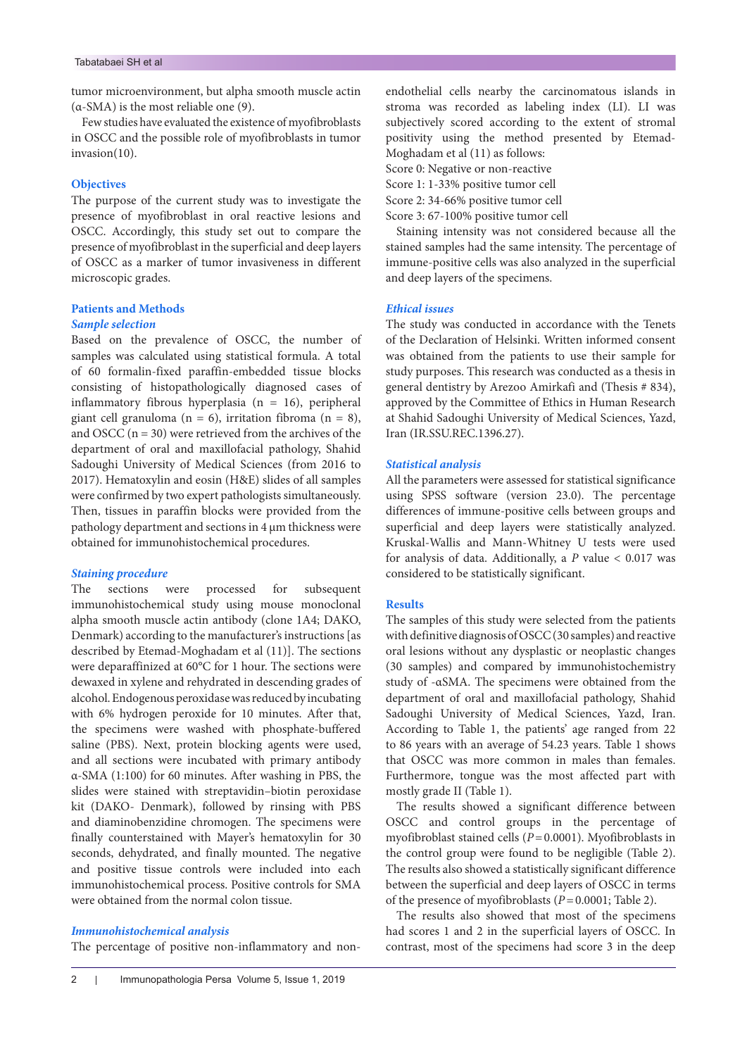tumor microenvironment, but alpha smooth muscle actin (α-SMA) is the most reliable one (9).

Few studies have evaluated the existence of myofibroblasts in OSCC and the possible role of myofibroblasts in tumor invasion(10).

## Objectives

The purpose of the current study was to investigate the presence of myofibroblast in oral reactive lesions and OSCC. Accordingly, this study set out to compare the presence of myofibroblast in the superficial and deep layers of OSCC as a marker of tumor invasiveness in different microscopic grades.

## Patients and Methods

### Sample selection

Based on the prevalence of OSCC, the number of samples was calculated using statistical formula. A total of 60 formalin-fixed paraffin-embedded tissue blocks consisting of histopathologically diagnosed cases of inflammatory fibrous hyperplasia (n = 16), peripheral giant cell granuloma (n = 6), irritation fibroma (n = 8), and OSCC (n = 30) were retrieved from the archives of the department of oral and maxillofacial pathology, Shahid Sadoughi University of Medical Sciences (from 2016 to 2017). Hematoxylin and eosin (H&E) slides of all samples were confirmed by two expert pathologists simultaneously. Then, tissues in paraffin blocks were provided from the pathology department and sections in 4 µm thickness were obtained for immunohistochemical procedures.

### Staining procedure

The sections were processed for subsequent immunohistochemical study using mouse monoclonal alpha smooth muscle actin antibody (clone 1A4; DAKO, Denmark) according to the manufacturer's instructions [as described by Etemad-Moghadam et al (11)]. The sections were deparaffinized at 60°C for 1 hour. The sections were dewaxed in xylene and rehydrated in descending grades of alcohol. Endogenous peroxidase was reduced by incubating with 6% hydrogen peroxide for 10 minutes. After that, the specimens were washed with phosphate-buffered saline (PBS). Next, protein blocking agents were used, and all sections were incubated with primary antibody α-SMA (1:100) for 60 minutes. After washing in PBS, the slides were stained with streptavidin–biotin peroxidase kit (DAKO- Denmark), followed by rinsing with PBS and diaminobenzidine chromogen. The specimens were finally counterstained with Mayer's hematoxylin for 30 seconds, dehydrated, and finally mounted. The negative and positive tissue controls were included into each immunohistochemical process. Positive controls for SMA were obtained from the normal colon tissue.

### Immunohistochemical analysis

The percentage of positive non-inflammatory and non-endothelial cells nearby the carcinomatous islands in stroma was recorded as labeling index (LI). LI was subjectively scored according to the extent of stromal positivity using the method presented by Etemad-Moghadam et al (11) as follows:

Score 0: Negative or non-reactive
Score 1: 1-33% positive tumor cell
Score 2: 34-66% positive tumor cell
Score 3: 67-100% positive tumor cell

Staining intensity was not considered because all the stained samples had the same intensity. The percentage of immune-positive cells was also analyzed in the superficial and deep layers of the specimens.

### Ethical issues

The study was conducted in accordance with the Tenets of the Declaration of Helsinki. Written informed consent was obtained from the patients to use their sample for study purposes. This research was conducted as a thesis in general dentistry by Arezoo Amirkafi and (Thesis # 834), approved by the Committee of Ethics in Human Research at Shahid Sadoughi University of Medical Sciences, Yazd, Iran (IR.SSU.REC.1396.27).

### Statistical analysis

All the parameters were assessed for statistical significance using SPSS software (version 23.0). The percentage differences of immune-positive cells between groups and superficial and deep layers were statistically analyzed. Kruskal-Wallis and Mann-Whitney U tests were used for analysis of data. Additionally, a $P$ value $< 0.017$ was considered to be statistically significant.

## Results

The samples of this study were selected from the patients with definitive diagnosis of OSCC (30 samples) and reactive oral lesions without any dysplastic or neoplastic changes (30 samples) and compared by immunohistochemistry study of -αSMA. The specimens were obtained from the department of oral and maxillofacial pathology, Shahid Sadoughi University of Medical Sciences, Yazd, Iran. According to Table 1, the patients' age ranged from 22 to 86 years with an average of 54.23 years. Table 1 shows that OSCC was more common in males than females. Furthermore, tongue was the most affected part with mostly grade II (Table 1).

The results showed a significant difference between OSCC and control groups in the percentage of myofibroblast stained cells ($P = 0.0001$). Myofibroblasts in the control group were found to be negligible (Table 2). The results also showed a statistically significant difference between the superficial and deep layers of OSCC in terms of the presence of myofibroblasts ($P = 0.0001$; Table 2).

The results also showed that most of the specimens had scores 1 and 2 in the superficial layers of OSCC. In contrast, most of the specimens had score 3 in the deep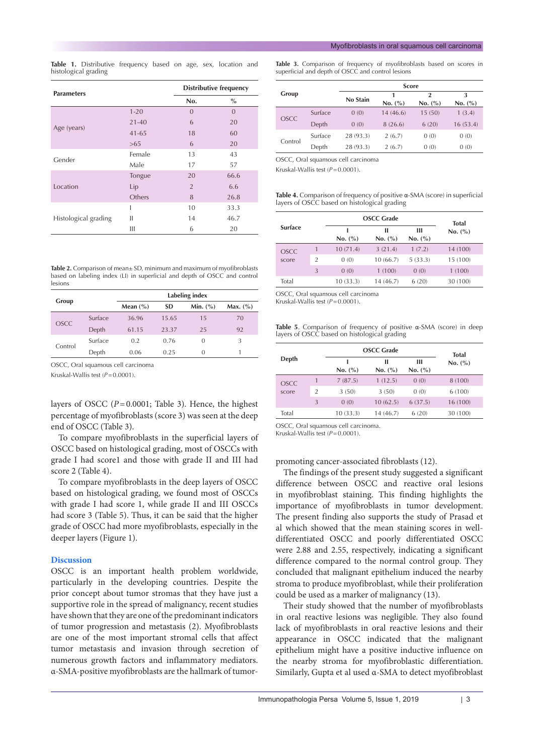**Table 1.** Distributive frequency based on age, sex, location and histological grading

| Parameters | | Distributive frequency | |
|---|---|---|---|
| | | No. | % |
| Age (years) | 1-20 | 0 | 0 |
| | 21-40 | 6 | 20 |
| | 41-65 | 18 | 60 |
| | >65 | 6 | 20 |
| Gender | Female | 13 | 43 |
| | Male | 17 | 57 |
| Location | Tongue | 20 | 66.6 |
| | Lip | 2 | 6.6 |
| | Others | 8 | 26.8 |
| Histological grading | I | 10 | 33.3 |
| | II | 14 | 46.7 |
| | III | 6 | 20 |

**Table 2.** Comparison of mean± SD, minimum and maximum of myofibroblasts based on labeling index (LI) in superficial and depth of OSCC and control lesions

| Group | | Labeling index | | | |
|---|---|---|---|---|---|
| | | Mean (%) | SD | Min. (%) | Max. (%) |
| OSCC | Surface | 36.96 | 15.65 | 15 | 70 |
| | Depth | 61.15 | 23.37 | 25 | 92 |
| Control | Surface | 0.2 | 0.76 | 0 | 3 |
| | Depth | 0.06 | 0.25 | 0 | 1 |

OSCC, Oral squamous cell carcinoma

Kruskal-Wallis test ($P$=0.0001).

layers of OSCC ($P$=0.0001; Table 3). Hence, the highest percentage of myofibroblasts (score 3) was seen at the deep end of OSCC (Table 3).

To compare myofibroblasts in the superficial layers of OSCC based on histological grading, most of OSCCs with grade I had score1 and those with grade II and III had score 2 (Table 4).

To compare myofibroblasts in the deep layers of OSCC based on histological grading, we found most of OSCCs with grade I had score 1, while grade II and III OSCCs had score 3 (Table 5). Thus, it can be said that the higher grade of OSCC had more myofibroblasts, especially in the deeper layers (Figure 1).

## Discussion

OSCC is an important health problem worldwide, particularly in the developing countries. Despite the prior concept about tumor stromas that they have just a supportive role in the spread of malignancy, recent studies have shown that they are one of the predominant indicators of tumor progression and metastasis (2). Myofibroblasts are one of the most important stromal cells that affect tumor metastasis and invasion through secretion of numerous growth factors and inflammatory mediators. α-SMA-positive myofibroblasts are the hallmark of tumor-promoting cancer-associated fibroblasts (12).

**Table 3.** Comparison of frequency of myofibroblasts based on scores in superficial and depth of OSCC and control lesions

| Group | | Score | | | |
|---|---|---|---|---|---|
| | | No Stain | 1<br>No. (%) | 2<br>No. (%) | 3<br>No. (%) |
| OSCC | Surface | 0 (0) | 14 (46.6) | 15 (50) | 1 (3.4) |
| | Depth | 0 (0) | 8 (26.6) | 6 (20) | 16 (53.4) |
| Control | Surface | 28 (93.3) | 2 (6.7) | 0 (0) | 0 (0) |
| | Depth | 28 (93.3) | 2 (6.7) | 0 (0) | 0 (0) |

OSCC, Oral squamous cell carcinoma

Kruskal-Wallis test ($P$=0.0001).

**Table 4.** Comparison of frequency of positive α-SMA (score) in superficial layers of OSCC based on histological grading

| Surface | | OSCC Grade | | | Total<br>No. (%) |
|---|---|---|---|---|---|
| | | I<br>No. (%) | II<br>No. (%) | III<br>No. (%) | |
| OSCC score | 1 | 10 (71.4) | 3 (21.4) | 1 (7.2) | 14 (100) |
| | 2 | 0 (0) | 10 (66.7) | 5 (33.3) | 15 (100) |
| | 3 | 0 (0) | 1 (100) | 0 (0) | 1 (100) |
| Total | | 10 (33.3) | 14 (46.7) | 6 (20) | 30 (100) |

OSCC, Oral squamous cell carcinoma

Kruskal-Wallis test ($P$=0.0001).

**Table 5**. Comparison of frequency of positive α-SMA (score) in deep layers of OSCC based on histological grading

| Depth | | OSCC Grade | | | Total<br>No. (%) |
|---|---|---|---|---|---|
| | | I<br>No. (%) | II<br>No. (%) | III<br>No. (%) | |
| OSCC score | 1 | 7 (87.5) | 1 (12.5) | 0 (0) | 8 (100) |
| | 2 | 3 (50) | 3 (50) | 0 (0) | 6 (100) |
| | 3 | 0 (0) | 10 (62.5) | 6 (37.5) | 16 (100) |
| Total | | 10 (33.3) | 14 (46.7) | 6 (20) | 30 (100) |

OSCC, Oral squamous cell carcinoma.

Kruskal-Wallis test ($P$=0.0001).

The findings of the present study suggested a significant difference between OSCC and reactive oral lesions in myofibroblast staining. This finding highlights the importance of myofibroblasts in tumor development. The present finding also supports the study of Prasad et al which showed that the mean staining scores in well-differentiated OSCC and poorly differentiated OSCC were 2.88 and 2.55, respectively, indicating a significant difference compared to the normal control group. They concluded that malignant epithelium induced the nearby stroma to produce myofibroblast, while their proliferation could be used as a marker of malignancy (13).

Their study showed that the number of myofibroblasts in oral reactive lesions was negligible. They also found lack of myofibroblasts in oral reactive lesions and their appearance in OSCC indicated that the malignant epithelium might have a positive inductive influence on the nearby stroma for myofibroblastic differentiation. Similarly, Gupta et al used α-SMA to detect myofibroblast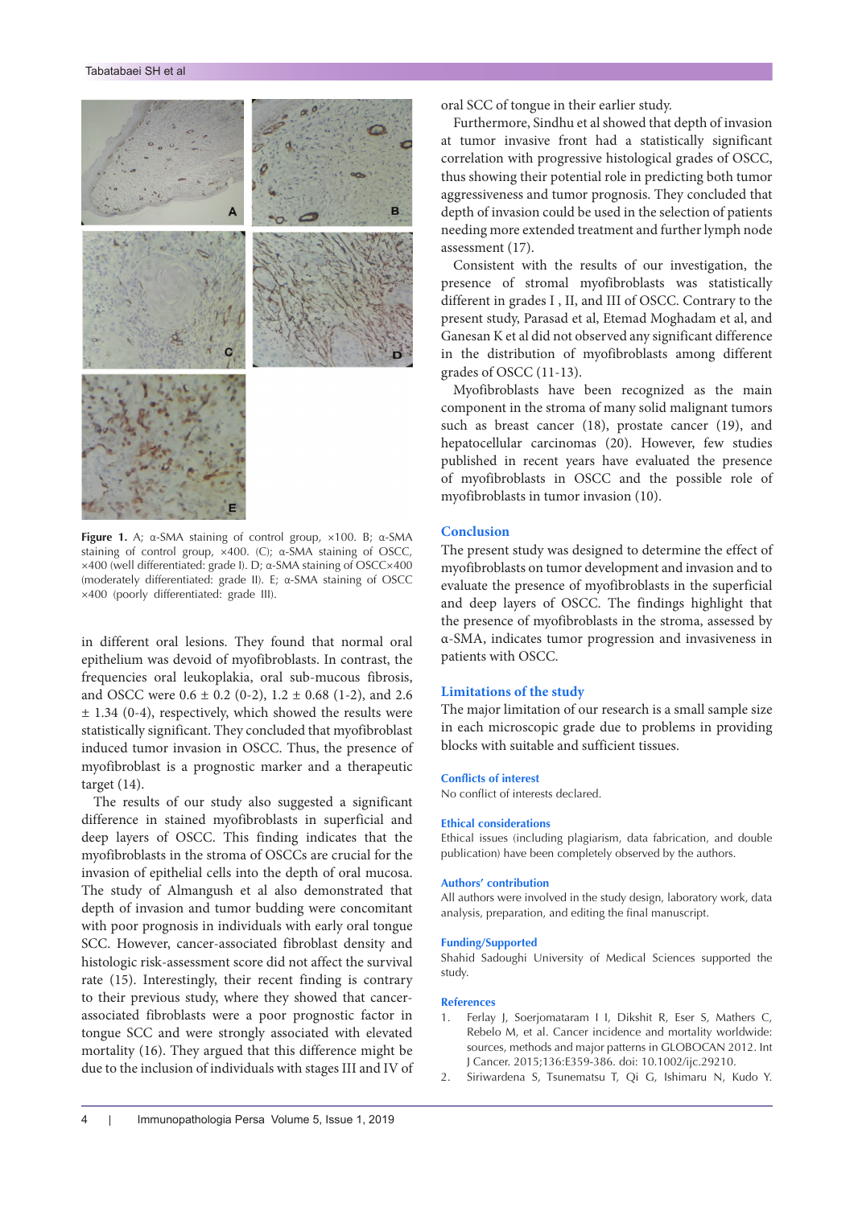Figure 1. A; α-SMA staining of control group, ×100. B; α-SMA staining of control group, ×400. (C); α-SMA staining of OSCC, ×400 (well differentiated: grade I). D; α-SMA staining of OSCC×400 (moderately differentiated: grade II). E; α-SMA staining of OSCC ×400 (poorly differentiated: grade III).

in different oral lesions. They found that normal oral epithelium was devoid of myofibroblasts. In contrast, the frequencies oral leukoplakia, oral sub-mucous fibrosis, and OSCC were 0.6 ± 0.2 (0-2), 1.2 ± 0.68 (1-2), and 2.6 ± 1.34 (0-4), respectively, which showed the results were statistically significant. They concluded that myofibroblast induced tumor invasion in OSCC. Thus, the presence of myofibroblast is a prognostic marker and a therapeutic target (14).

The results of our study also suggested a significant difference in stained myofibroblasts in superficial and deep layers of OSCC. This finding indicates that the myofibroblasts in the stroma of OSCCs are crucial for the invasion of epithelial cells into the depth of oral mucosa. The study of Almangush et al also demonstrated that depth of invasion and tumor budding were concomitant with poor prognosis in individuals with early oral tongue SCC. However, cancer-associated fibroblast density and histologic risk-assessment score did not affect the survival rate (15). Interestingly, their recent finding is contrary to their previous study, where they showed that cancer-associated fibroblasts were a poor prognostic factor in tongue SCC and were strongly associated with elevated mortality (16). They argued that this difference might be due to the inclusion of individuals with stages III and IV of oral SCC of tongue in their earlier study.

Furthermore, Sindhu et al showed that depth of invasion at tumor invasive front had a statistically significant correlation with progressive histological grades of OSCC, thus showing their potential role in predicting both tumor aggressiveness and tumor prognosis. They concluded that depth of invasion could be used in the selection of patients needing more extended treatment and further lymph node assessment (17).

Consistent with the results of our investigation, the presence of stromal myofibroblasts was statistically different in grades I , II, and III of OSCC. Contrary to the present study, Parasad et al, Etemad Moghadam et al, and Ganesan K et al did not observed any significant difference in the distribution of myofibroblasts among different grades of OSCC (11-13).

Myofibroblasts have been recognized as the main component in the stroma of many solid malignant tumors such as breast cancer (18), prostate cancer (19), and hepatocellular carcinomas (20). However, few studies published in recent years have evaluated the presence of myofibroblasts in OSCC and the possible role of myofibroblasts in tumor invasion (10).

## Conclusion

The present study was designed to determine the effect of myofibroblasts on tumor development and invasion and to evaluate the presence of myofibroblasts in the superficial and deep layers of OSCC. The findings highlight that the presence of myofibroblasts in the stroma, assessed by α-SMA, indicates tumor progression and invasiveness in patients with OSCC.

## Limitations of the study

The major limitation of our research is a small sample size in each microscopic grade due to problems in providing blocks with suitable and sufficient tissues.

### Conflicts of interest

No conflict of interests declared.

### Ethical considerations

Ethical issues (including plagiarism, data fabrication, and double publication) have been completely observed by the authors.

### Authors' contribution

All authors were involved in the study design, laboratory work, data analysis, preparation, and editing the final manuscript.

### Funding/Supported

Shahid Sadoughi University of Medical Sciences supported the study.

### References

1. Ferlay J, Soerjomataram I I, Dikshit R, Eser S, Mathers C, Rebelo M, et al. Cancer incidence and mortality worldwide: sources, methods and major patterns in GLOBOCAN 2012. Int J Cancer. 2015;136:E359-386. doi: 10.1002/ijc.29210.
2. Siriwardena S, Tsunematsu T, Qi G, Ishimaru N, Kudo Y.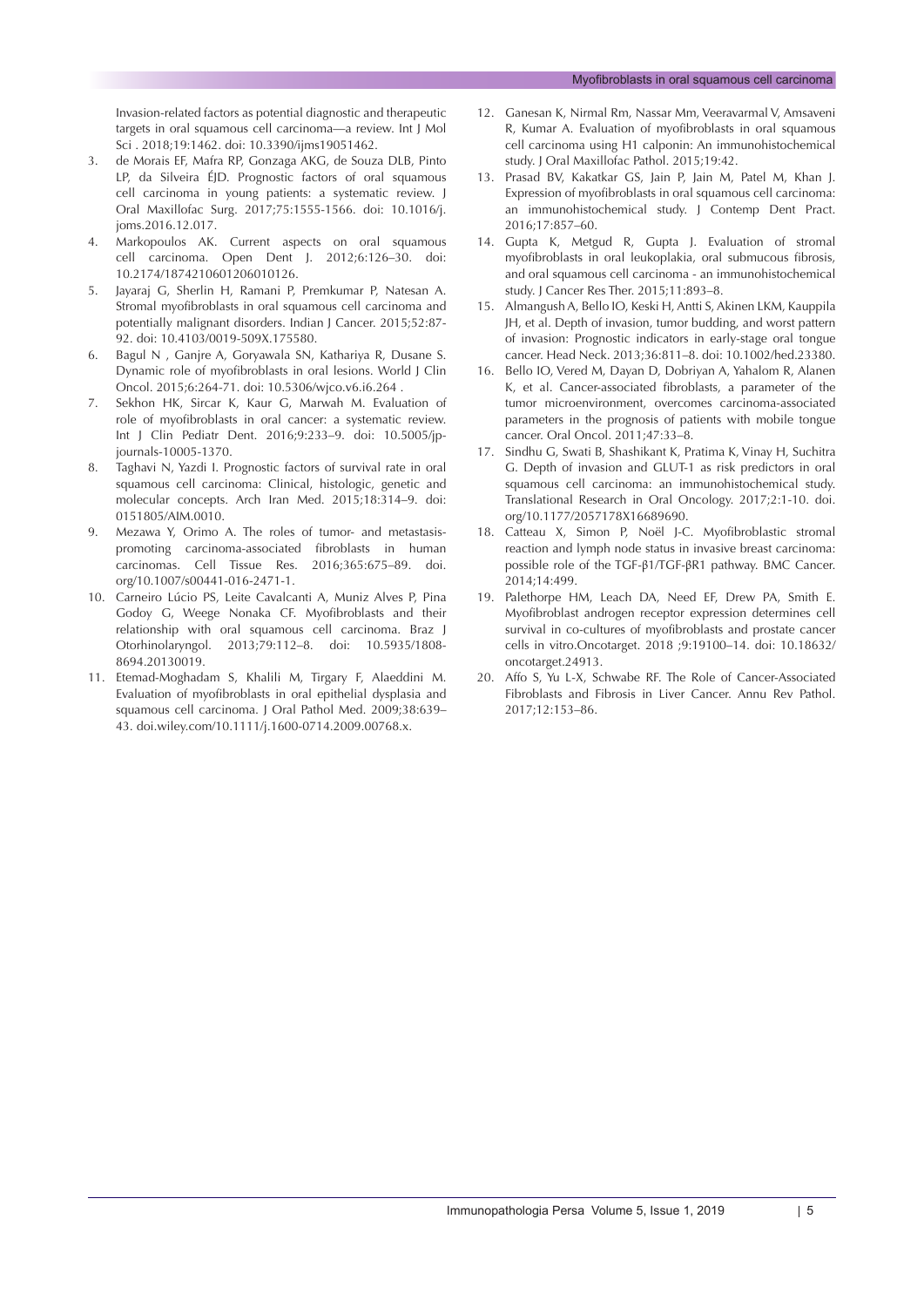Invasion-related factors as potential diagnostic and therapeutic targets in oral squamous cell carcinoma—a review. Int J Mol Sci . 2018;19:1462. doi: 10.3390/ijms19051462.

3. de Morais EF, Mafra RP, Gonzaga AKG, de Souza DLB, Pinto LP, da Silveira ÉJD. Prognostic factors of oral squamous cell carcinoma in young patients: a systematic review. J Oral Maxillofac Surg. 2017;75:1555-1566. doi: 10.1016/j.joms.2016.12.017.
4. Markopoulos AK. Current aspects on oral squamous cell carcinoma. Open Dent J. 2012;6:126–30. doi: 10.2174/1874210601206010126.
5. Jayaraj G, Sherlin H, Ramani P, Premkumar P, Natesan A. Stromal myofibroblasts in oral squamous cell carcinoma and potentially malignant disorders. Indian J Cancer. 2015;52:87-92. doi: 10.4103/0019-509X.175580.
6. Bagul N , Ganjre A, Goryawala SN, Kathariya R, Dusane S. Dynamic role of myofibroblasts in oral lesions. World J Clin Oncol. 2015;6:264-71. doi: 10.5306/wjco.v6.i6.264 .
7. Sekhon HK, Sircar K, Kaur G, Marwah M. Evaluation of role of myofibroblasts in oral cancer: a systematic review. Int J Clin Pediatr Dent. 2016;9:233–9. doi: 10.5005/jp-journals-10005-1370.
8. Taghavi N, Yazdi I. Prognostic factors of survival rate in oral squamous cell carcinoma: Clinical, histologic, genetic and molecular concepts. Arch Iran Med. 2015;18:314–9. doi: 0151805/AIM.0010.
9. Mezawa Y, Orimo A. The roles of tumor- and metastasis-promoting carcinoma-associated fibroblasts in human carcinomas. Cell Tissue Res. 2016;365:675–89. doi. org/10.1007/s00441-016-2471-1.
10. Carneiro Lúcio PS, Leite Cavalcanti A, Muniz Alves P, Pina Godoy G, Weege Nonaka CF. Myofibroblasts and their relationship with oral squamous cell carcinoma. Braz J Otorhinolaryngol. 2013;79:112–8. doi: 10.5935/1808-8694.20130019.
11. Etemad-Moghadam S, Khalili M, Tirgary F, Alaeddini M. Evaluation of myofibroblasts in oral epithelial dysplasia and squamous cell carcinoma. J Oral Pathol Med. 2009;38:639–43. doi.wiley.com/10.1111/j.1600-0714.2009.00768.x.
12. Ganesan K, Nirmal Rm, Nassar Mm, Veeravarmal V, Amsaveni R, Kumar A. Evaluation of myofibroblasts in oral squamous cell carcinoma using H1 calponin: An immunohistochemical study. J Oral Maxillofac Pathol. 2015;19:42.
13. Prasad BV, Kakatkar GS, Jain P, Jain M, Patel M, Khan J. Expression of myofibroblasts in oral squamous cell carcinoma: an immunohistochemical study. J Contemp Dent Pract. 2016;17:857–60.
14. Gupta K, Metgud R, Gupta J. Evaluation of stromal myofibroblasts in oral leukoplakia, oral submucous fibrosis, and oral squamous cell carcinoma - an immunohistochemical study. J Cancer Res Ther. 2015;11:893–8.
15. Almangush A, Bello IO, Keski H, Antti S, Akinen LKM, Kauppila JH, et al. Depth of invasion, tumor budding, and worst pattern of invasion: Prognostic indicators in early-stage oral tongue cancer. Head Neck. 2013;36:811–8. doi: 10.1002/hed.23380.
16. Bello IO, Vered M, Dayan D, Dobriyan A, Yahalom R, Alanen K, et al. Cancer-associated fibroblasts, a parameter of the tumor microenvironment, overcomes carcinoma-associated parameters in the prognosis of patients with mobile tongue cancer. Oral Oncol. 2011;47:33–8.
17. Sindhu G, Swati B, Shashikant K, Pratima K, Vinay H, Suchitra G. Depth of invasion and GLUT-1 as risk predictors in oral squamous cell carcinoma: an immunohistochemical study. Translational Research in Oral Oncology. 2017;2:1-10. doi. org/10.1177/2057178X16689690.
18. Catteau X, Simon P, Noël J-C. Myofibroblastic stromal reaction and lymph node status in invasive breast carcinoma: possible role of the TGF-β1/TGF-βR1 pathway. BMC Cancer. 2014;14:499.
19. Palethorpe HM, Leach DA, Need EF, Drew PA, Smith E. Myofibroblast androgen receptor expression determines cell survival in co-cultures of myofibroblasts and prostate cancer cells in vitro.Oncotarget. 2018 ;9:19100–14. doi: 10.18632/oncotarget.24913.
20. Affo S, Yu L-X, Schwabe RF. The Role of Cancer-Associated Fibroblasts and Fibrosis in Liver Cancer. Annu Rev Pathol. 2017;12:153–86.